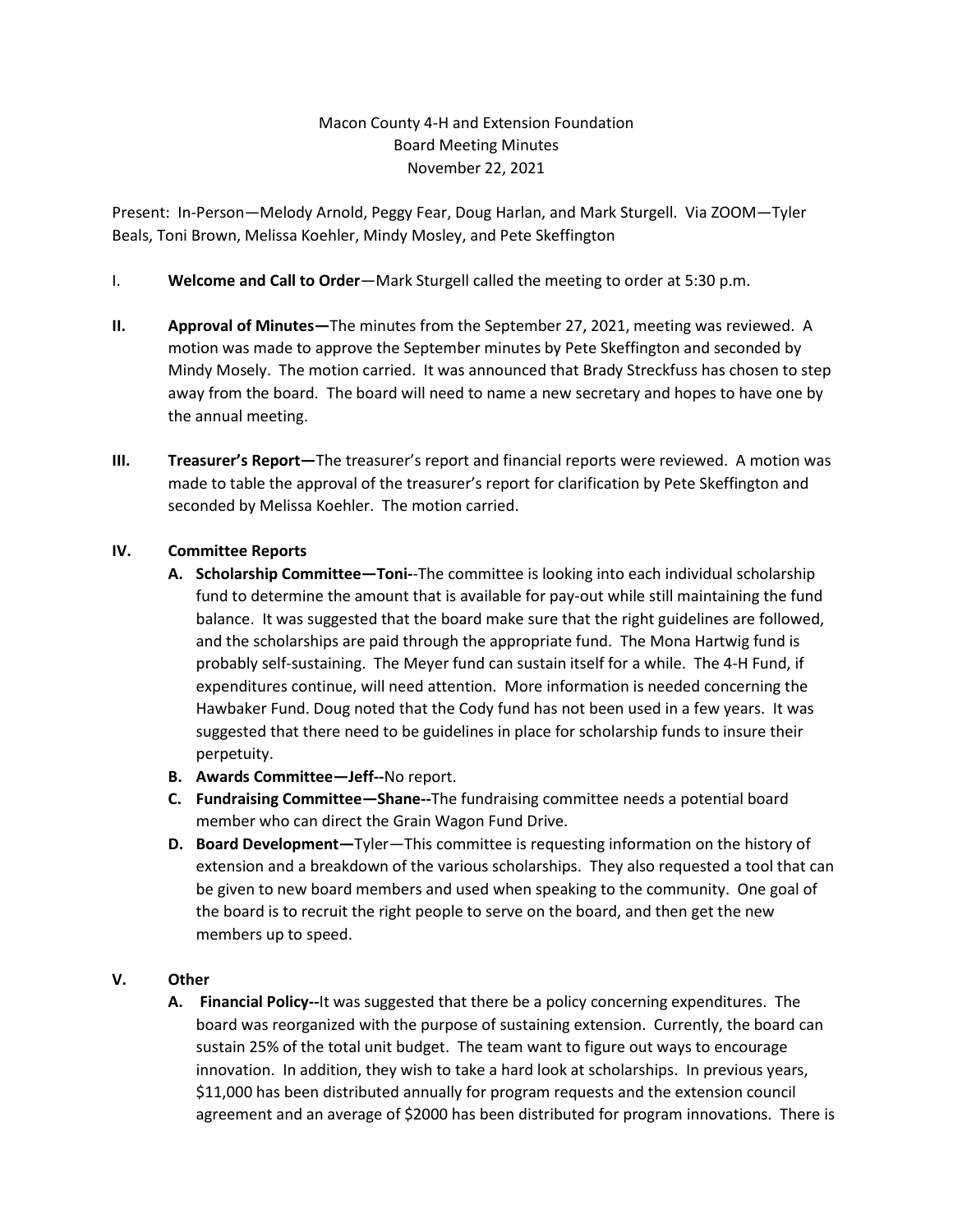Macon County 4-H and Extension Foundation
Board Meeting Minutes
November 22, 2021

Present: In-Person—Melody Arnold, Peggy Fear, Doug Harlan, and Mark Sturgell. Via ZOOM—Tyler Beals, Toni Brown, Melissa Koehler, Mindy Mosley, and Pete Skeffington

I. **Welcome and Call to Order**—Mark Sturgell called the meeting to order at 5:30 p.m.

II. **Approval of Minutes—**The minutes from the September 27, 2021, meeting was reviewed. A motion was made to approve the September minutes by Pete Skeffington and seconded by Mindy Mosely. The motion carried. It was announced that Brady Streckfuss has chosen to step away from the board. The board will need to name a new secretary and hopes to have one by the annual meeting.

III. **Treasurer's Report—**The treasurer's report and financial reports were reviewed. A motion was made to table the approval of the treasurer's report for clarification by Pete Skeffington and seconded by Melissa Koehler. The motion carried.

IV. **Committee Reports**

A. **Scholarship Committee—Toni-**-The committee is looking into each individual scholarship fund to determine the amount that is available for pay-out while still maintaining the fund balance. It was suggested that the board make sure that the right guidelines are followed, and the scholarships are paid through the appropriate fund. The Mona Hartwig fund is probably self-sustaining. The Meyer fund can sustain itself for a while. The 4-H Fund, if expenditures continue, will need attention. More information is needed concerning the Hawbaker Fund. Doug noted that the Cody fund has not been used in a few years. It was suggested that there need to be guidelines in place for scholarship funds to insure their perpetuity.

B. **Awards Committee—Jeff--**No report.

C. **Fundraising Committee—Shane--**The fundraising committee needs a potential board member who can direct the Grain Wagon Fund Drive.

D. **Board Development—**Tyler—This committee is requesting information on the history of extension and a breakdown of the various scholarships. They also requested a tool that can be given to new board members and used when speaking to the community. One goal of the board is to recruit the right people to serve on the board, and then get the new members up to speed.

V. **Other**

A. **Financial Policy--**It was suggested that there be a policy concerning expenditures. The board was reorganized with the purpose of sustaining extension. Currently, the board can sustain 25% of the total unit budget. The team want to figure out ways to encourage innovation. In addition, they wish to take a hard look at scholarships. In previous years, \$11,000 has been distributed annually for program requests and the extension council agreement and an average of \$2000 has been distributed for program innovations. There is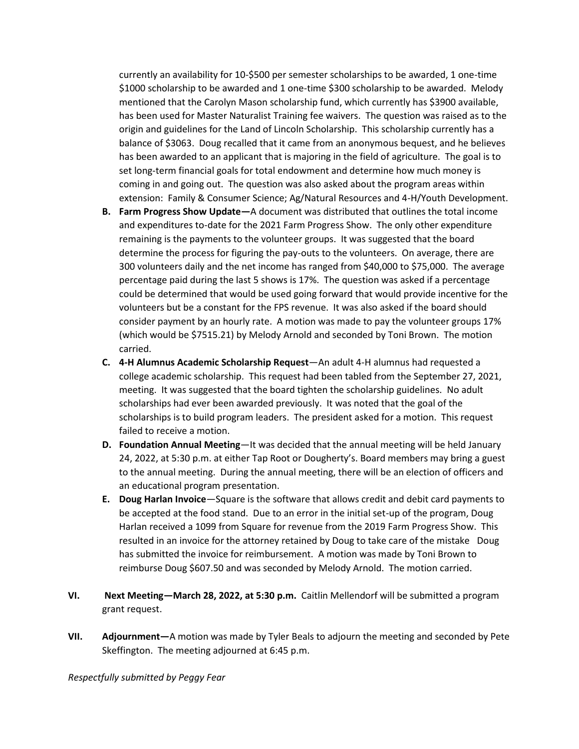currently an availability for 10-$500 per semester scholarships to be awarded, 1 one-time $1000 scholarship to be awarded and 1 one-time $300 scholarship to be awarded. Melody mentioned that the Carolyn Mason scholarship fund, which currently has $3900 available, has been used for Master Naturalist Training fee waivers. The question was raised as to the origin and guidelines for the Land of Lincoln Scholarship. This scholarship currently has a balance of $3063. Doug recalled that it came from an anonymous bequest, and he believes has been awarded to an applicant that is majoring in the field of agriculture. The goal is to set long-term financial goals for total endowment and determine how much money is coming in and going out. The question was also asked about the program areas within extension: Family & Consumer Science; Ag/Natural Resources and 4-H/Youth Development.

- **B. Farm Progress Show Update—**A document was distributed that outlines the total income and expenditures to-date for the 2021 Farm Progress Show. The only other expenditure remaining is the payments to the volunteer groups. It was suggested that the board determine the process for figuring the pay-outs to the volunteers. On average, there are 300 volunteers daily and the net income has ranged from $40,000 to $75,000. The average percentage paid during the last 5 shows is 17%. The question was asked if a percentage could be determined that would be used going forward that would provide incentive for the volunteers but be a constant for the FPS revenue. It was also asked if the board should consider payment by an hourly rate. A motion was made to pay the volunteer groups 17% (which would be $7515.21) by Melody Arnold and seconded by Toni Brown. The motion carried.
- **C. 4-H Alumnus Academic Scholarship Request**—An adult 4-H alumnus had requested a college academic scholarship. This request had been tabled from the September 27, 2021, meeting. It was suggested that the board tighten the scholarship guidelines. No adult scholarships had ever been awarded previously. It was noted that the goal of the scholarships is to build program leaders. The president asked for a motion. This request failed to receive a motion.
- **D. Foundation Annual Meeting**—It was decided that the annual meeting will be held January 24, 2022, at 5:30 p.m. at either Tap Root or Dougherty's. Board members may bring a guest to the annual meeting. During the annual meeting, there will be an election of officers and an educational program presentation.
- **E. Doug Harlan Invoice**—Square is the software that allows credit and debit card payments to be accepted at the food stand. Due to an error in the initial set-up of the program, Doug Harlan received a 1099 from Square for revenue from the 2019 Farm Progress Show. This resulted in an invoice for the attorney retained by Doug to take care of the mistake Doug has submitted the invoice for reimbursement. A motion was made by Toni Brown to reimburse Doug $607.50 and was seconded by Melody Arnold. The motion carried.

**VI. Next Meeting—March 28, 2022, at 5:30 p.m.** Caitlin Mellendorf will be submitted a program grant request.

**VII. Adjournment—**A motion was made by Tyler Beals to adjourn the meeting and seconded by Pete Skeffington. The meeting adjourned at 6:45 p.m.

*Respectfully submitted by Peggy Fear*